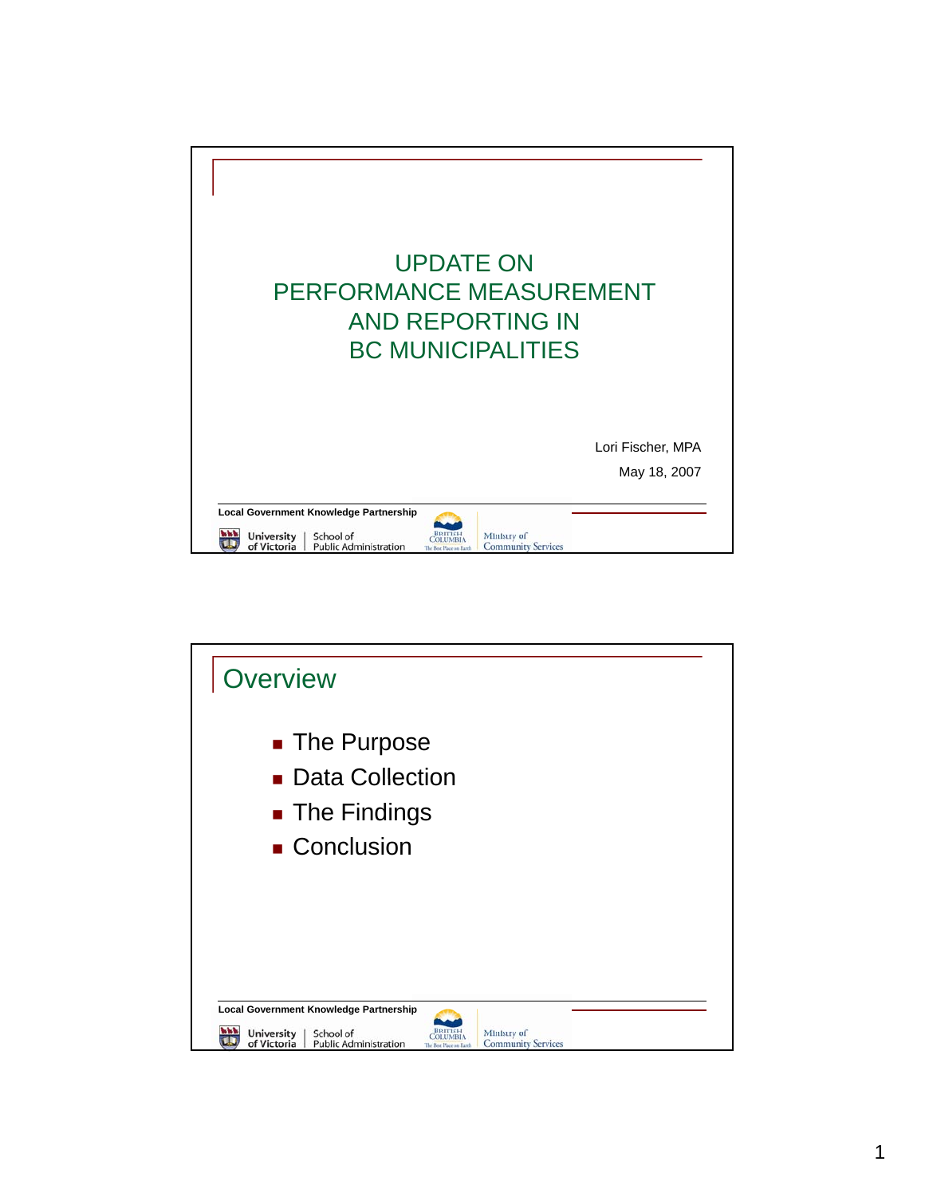# UPDATE ON PERFORMANCE MEASUREMENT AND REPORTING IN BC MUNICIPALITIES

Lori Fischer, MPA

May 18, 2007

Local Government Knowledge Partnership

University of Victoria | School of Public Administration

British Columbia — Ministry of Community Services

---

## Overview

- The Purpose
- Data Collection
- The Findings
- Conclusion

Local Government Knowledge Partnership

University of Victoria | School of Public Administration

British Columbia — Ministry of Community Services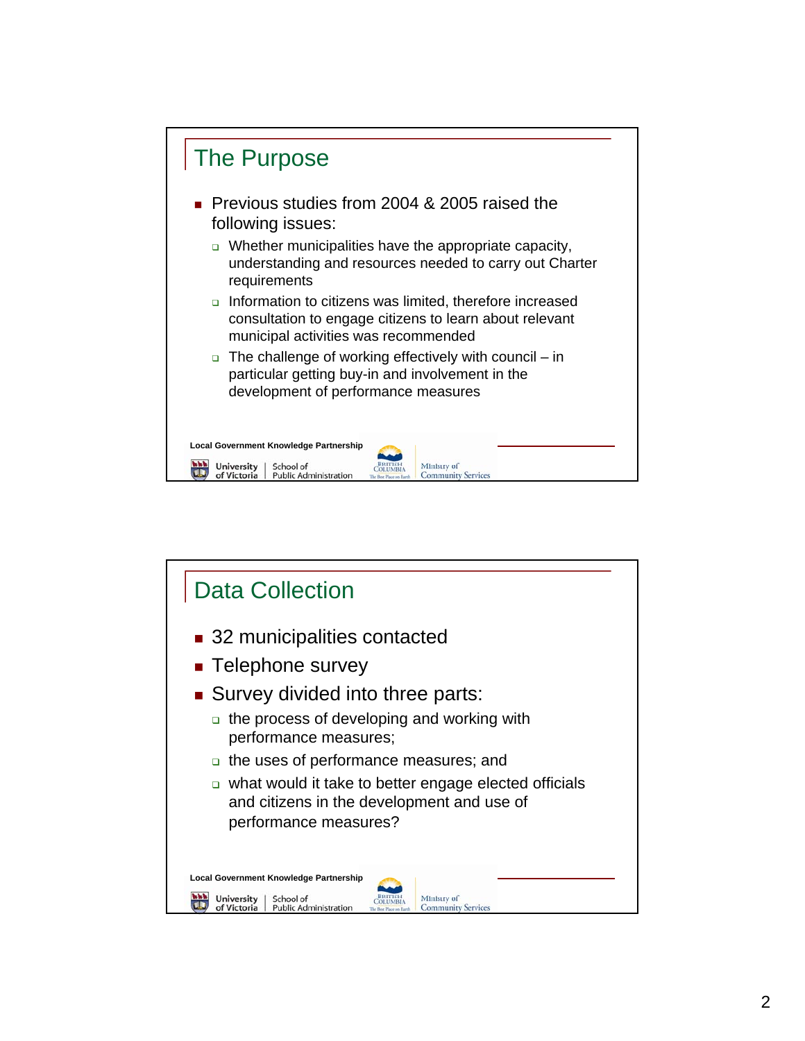## The Purpose

- Previous studies from 2004 & 2005 raised the following issues:
  - Whether municipalities have the appropriate capacity, understanding and resources needed to carry out Charter requirements
  - Information to citizens was limited, therefore increased consultation to engage citizens to learn about relevant municipal activities was recommended
  - The challenge of working effectively with council – in particular getting buy-in and involvement in the development of performance measures

## Data Collection

- 32 municipalities contacted
- Telephone survey
- Survey divided into three parts:
  - the process of developing and working with performance measures;
  - the uses of performance measures; and
  - what would it take to better engage elected officials and citizens in the development and use of performance measures?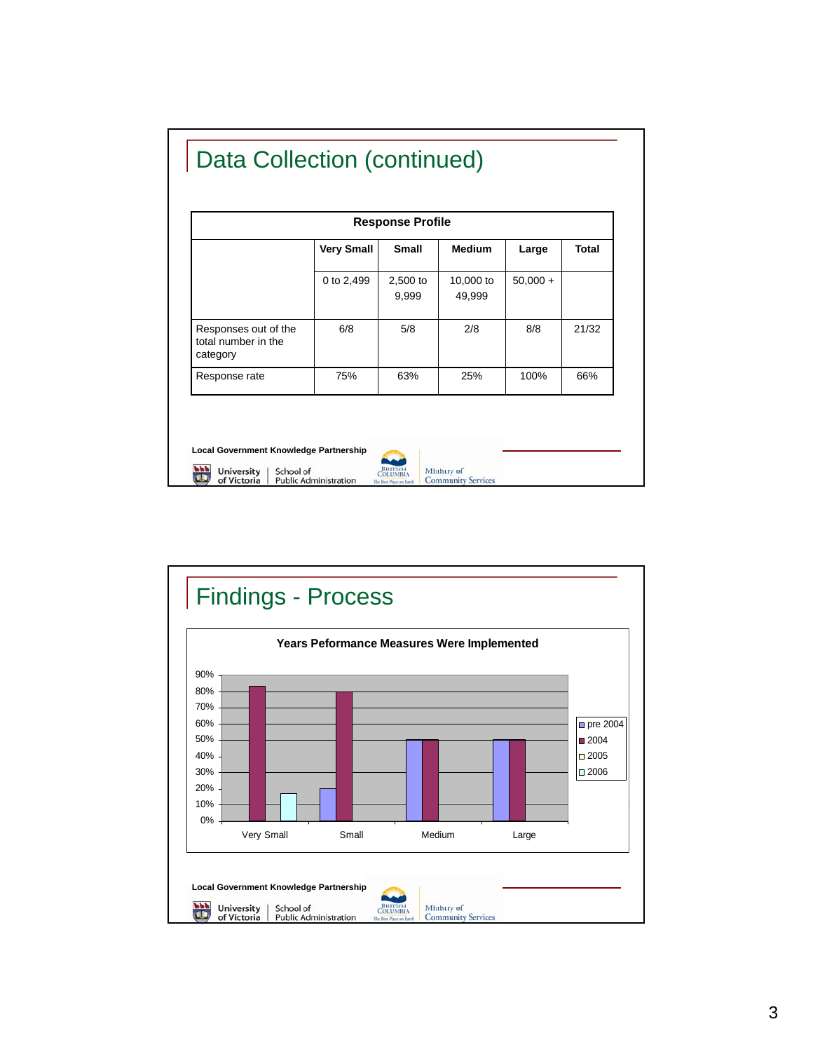# Data Collection (continued)

| Response Profile | | | | | |
|---|---|---|---|---|---|
| | Very Small | Small | Medium | Large | Total |
| | 0 to 2,499 | 2,500 to 9,999 | 10,000 to 49,999 | 50,000 + | |
| Responses out of the total number in the category | 6/8 | 5/8 | 2/8 | 8/8 | 21/32 |
| Response rate | 75% | 63% | 25% | 100% | 66% |

Local Government Knowledge Partnership

University of Victoria | School of Public Administration

British Columbia — Ministry of Community Services

# Findings - Process

**Years Peformance Measures Were Implemented**

| | pre 2004 | 2004 | 2005 | 2006 |
|---|---|---|---|---|
| Very Small | | 83% | | 17% |
| Small | 20% | 80% | | |
| Medium | 50% | 50% | | |
| Large | 50% | 50% | | |

Local Government Knowledge Partnership

University of Victoria | School of Public Administration

British Columbia — Ministry of Community Services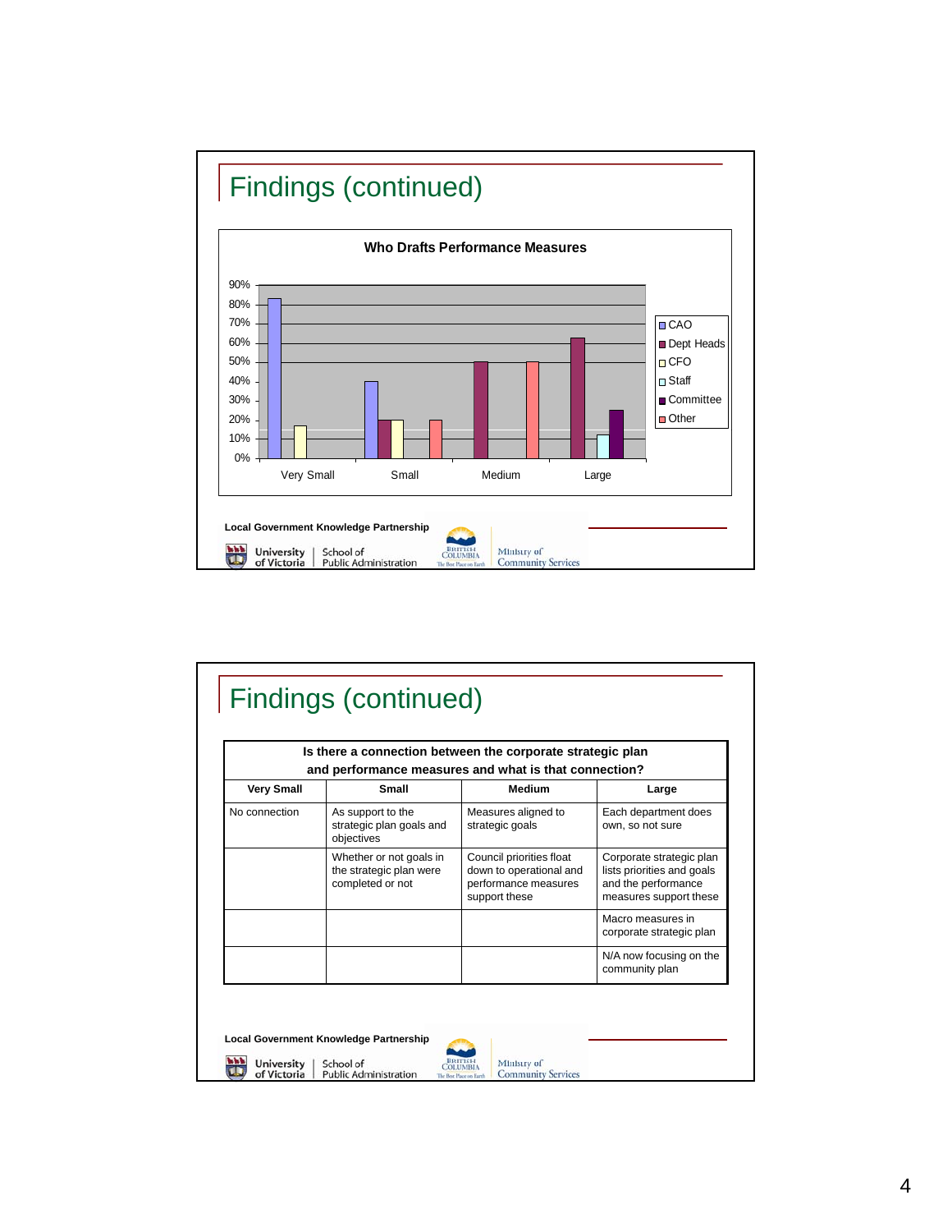## Findings (continued)

**Who Drafts Performance Measures**

| | CAO | Dept Heads | CFO | Staff | Committee | Other |
|---|---|---|---|---|---|---|
| Very Small | 83% | | 17% | | | |
| Small | 40% | 20% | 20% | | | 20% |
| Medium | | 50% | | | | 50% |
| Large | | 62% | | 12% | 25% | |

Local Government Knowledge Partnership

University of Victoria | School of Public Administration

British Columbia | Ministry of Community Services

## Findings (continued)

| Is there a connection between the corporate strategic plan and performance measures and what is that connection? | | | |
|---|---|---|---|
| **Very Small** | **Small** | **Medium** | **Large** |
| No connection | As support to the strategic plan goals and objectives | Measures aligned to strategic goals | Each department does own, so not sure |
| | Whether or not goals in the strategic plan were completed or not | Council priorities float down to operational and performance measures support these | Corporate strategic plan lists priorities and goals and the performance measures support these |
| | | | Macro measures in corporate strategic plan |
| | | | N/A now focusing on the community plan |

Local Government Knowledge Partnership

University of Victoria | School of Public Administration

British Columbia | Ministry of Community Services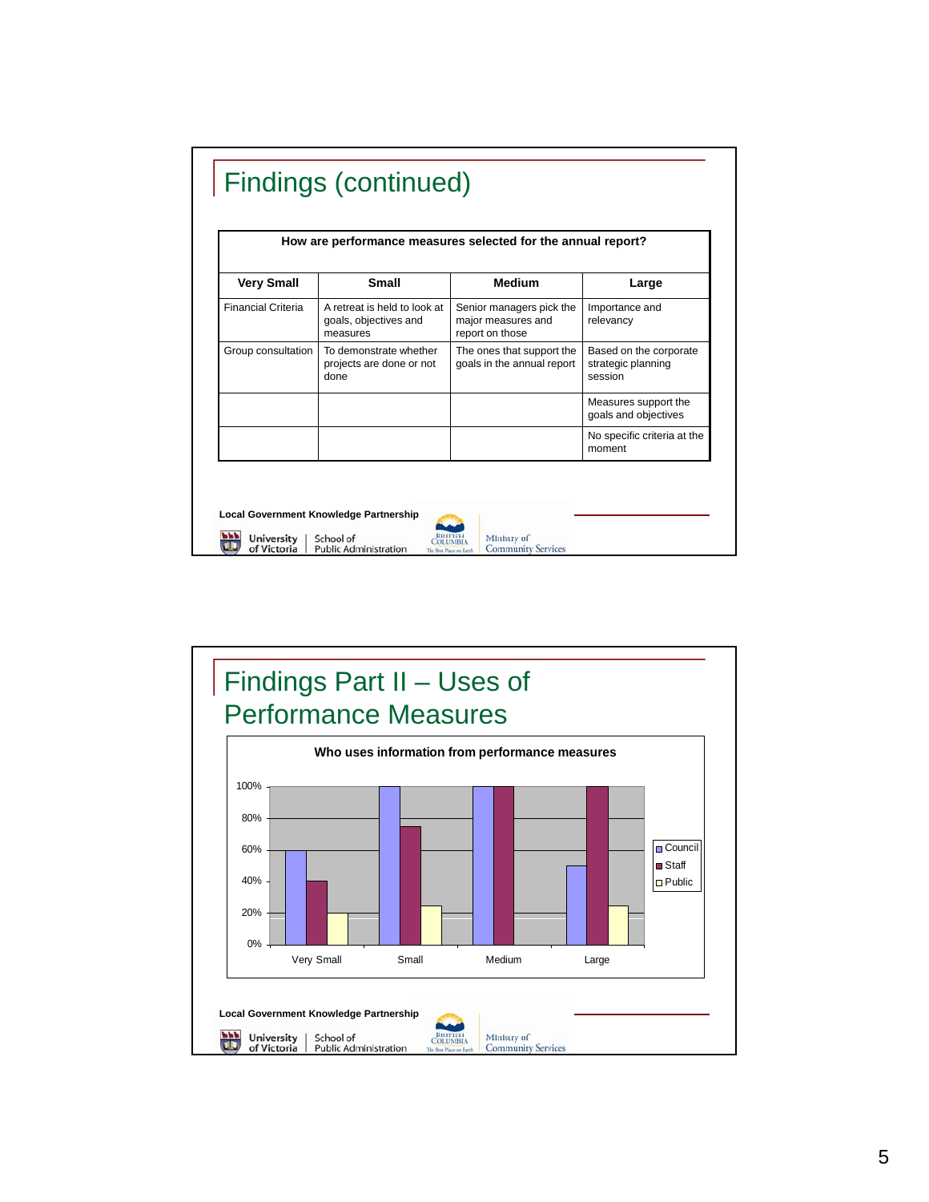## Findings (continued)

**How are performance measures selected for the annual report?**

| Very Small | Small | Medium | Large |
|---|---|---|---|
| Financial Criteria | A retreat is held to look at goals, objectives and measures | Senior managers pick the major measures and report on those | Importance and relevancy |
| Group consultation | To demonstrate whether projects are done or not done | The ones that support the goals in the annual report | Based on the corporate strategic planning session |
| | | | Measures support the goals and objectives |
| | | | No specific criteria at the moment |

Local Government Knowledge Partnership

University of Victoria | School of Public Administration — British Columbia — Ministry of Community Services

## Findings Part II – Uses of Performance Measures

**Who uses information from performance measures**

| | Council | Staff | Public |
|---|---|---|---|
| Very Small | 60% | 40% | 20% |
| Small | 100% | 75% | 25% |
| Medium | 100% | 100% | 0% |
| Large | 50% | 100% | 25% |

Local Government Knowledge Partnership

University of Victoria | School of Public Administration — British Columbia — Ministry of Community Services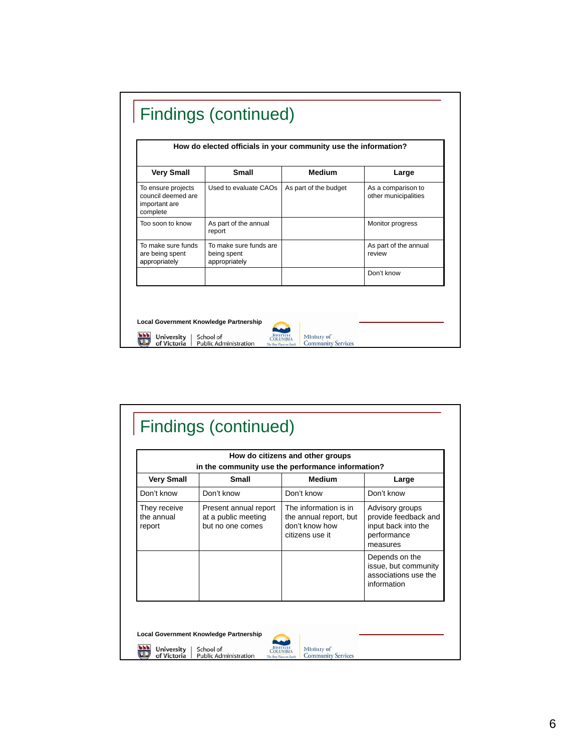## Findings (continued)

| How do elected officials in your community use the information? | | | |
|---|---|---|---|
| **Very Small** | **Small** | **Medium** | **Large** |
| To ensure projects council deemed are important are complete | Used to evaluate CAOs | As part of the budget | As a comparison to other municipalities |
| Too soon to know | As part of the annual report | | Monitor progress |
| To make sure funds are being spent appropriately | To make sure funds are being spent appropriately | | As part of the annual review |
| | | | Don't know |

Local Government Knowledge Partnership

University of Victoria | School of Public Administration — British Columbia — Ministry of Community Services

## Findings (continued)

| How do citizens and other groups in the community use the performance information? | | | |
|---|---|---|---|
| **Very Small** | **Small** | **Medium** | **Large** |
| Don't know | Don't know | Don't know | Don't know |
| They receive the annual report | Present annual report at a public meeting but no one comes | The information is in the annual report, but don't know how citizens use it | Advisory groups provide feedback and input back into the performance measures |
| | | | Depends on the issue, but community associations use the information |

Local Government Knowledge Partnership

University of Victoria | School of Public Administration — British Columbia — Ministry of Community Services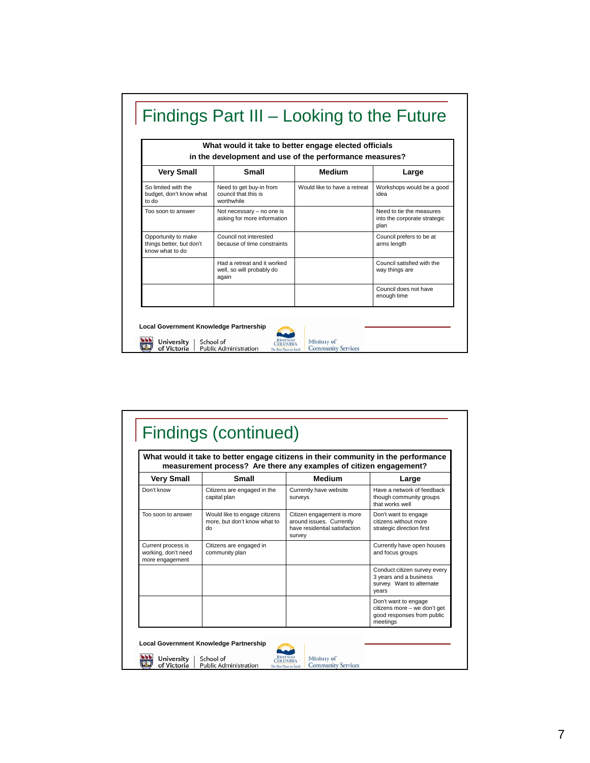# Findings Part III – Looking to the Future

| What would it take to better engage elected officials in the development and use of the performance measures? | | | |
|---|---|---|---|
| **Very Small** | **Small** | **Medium** | **Large** |
| So limited with the budget, don't know what to do | Need to get buy-in from council that this is worthwhile | Would like to have a retreat | Workshops would be a good idea |
| Too soon to answer | Not necessary – no one is asking for more information | | Need to tie the measures into the corporate strategic plan |
| Opportunity to make things better, but don't know what to do | Council not interested because of time constraints | | Council prefers to be at arms length |
| | Had a retreat and it worked well, so will probably do again | | Council satisfied with the way things are |
| | | | Council does not have enough time |

Local Government Knowledge Partnership

University of Victoria | School of Public Administration

British Columbia – Ministry of Community Services

# Findings (continued)

| What would it take to better engage citizens in their community in the performance measurement process? Are there any examples of citizen engagement? | | | |
|---|---|---|---|
| **Very Small** | **Small** | **Medium** | **Large** |
| Don't know | Citizens are engaged in the capital plan | Currently have website surveys | Have a network of feedback though community groups that works well |
| Too soon to answer | Would like to engage citizens more, but don't know what to do | Citizen engagement is more around issues. Currently have residential satisfaction survey | Don't want to engage citizens without more strategic direction first |
| Current process is working, don't need more engagement | Citizens are engaged in community plan | | Currently have open houses and focus groups |
| | | | Conduct citizen survey every 3 years and a business survey. Want to alternate years |
| | | | Don't want to engage citizens more – we don't get good responses from public meetings |

Local Government Knowledge Partnership

University of Victoria | School of Public Administration

British Columbia – Ministry of Community Services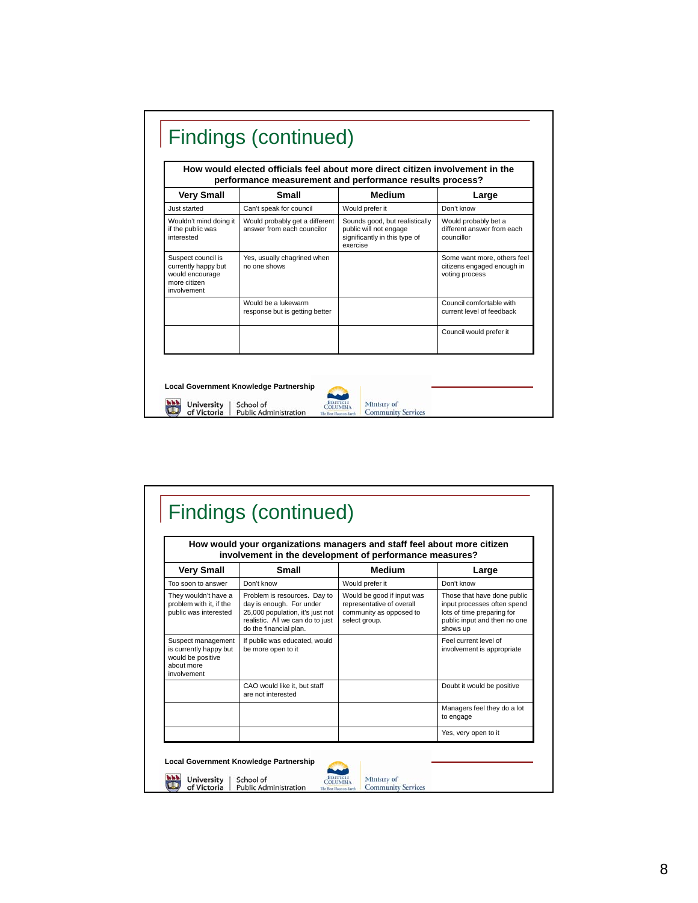## Findings (continued)

| How would elected officials feel about more direct citizen involvement in the performance measurement and performance results process? | | | |
|---|---|---|---|
| **Very Small** | **Small** | **Medium** | **Large** |
| Just started | Can't speak for council | Would prefer it | Don't know |
| Wouldn't mind doing it if the public was interested | Would probably get a different answer from each councilor | Sounds good, but realistically public will not engage significantly in this type of exercise | Would probably bet a different answer from each councillor |
| Suspect council is currently happy but would encourage more citizen involvement | Yes, usually chagrined when no one shows | | Some want more, others feel citizens engaged enough in voting process |
| | Would be a lukewarm response but is getting better | | Council comfortable with current level of feedback |
| | | | Council would prefer it |

Local Government Knowledge Partnership

University of Victoria | School of Public Administration — British Columbia — Ministry of Community Services

## Findings (continued)

| How would your organizations managers and staff feel about more citizen involvement in the development of performance measures? | | | |
|---|---|---|---|
| **Very Small** | **Small** | **Medium** | **Large** |
| Too soon to answer | Don't know | Would prefer it | Don't know |
| They wouldn't have a problem with it, if the public was interested | Problem is resources. Day to day is enough. For under 25,000 population, it's just not realistic. All we can do to just do the financial plan. | Would be good if input was representative of overall community as opposed to select group. | Those that have done public input processes often spend lots of time preparing for public input and then no one shows up |
| Suspect management is currently happy but would be positive about more involvement | If public was educated, would be more open to it | | Feel current level of involvement is appropriate |
| | CAO would like it, but staff are not interested | | Doubt it would be positive |
| | | | Managers feel they do a lot to engage |
| | | | Yes, very open to it |

Local Government Knowledge Partnership

University of Victoria | School of Public Administration — British Columbia — Ministry of Community Services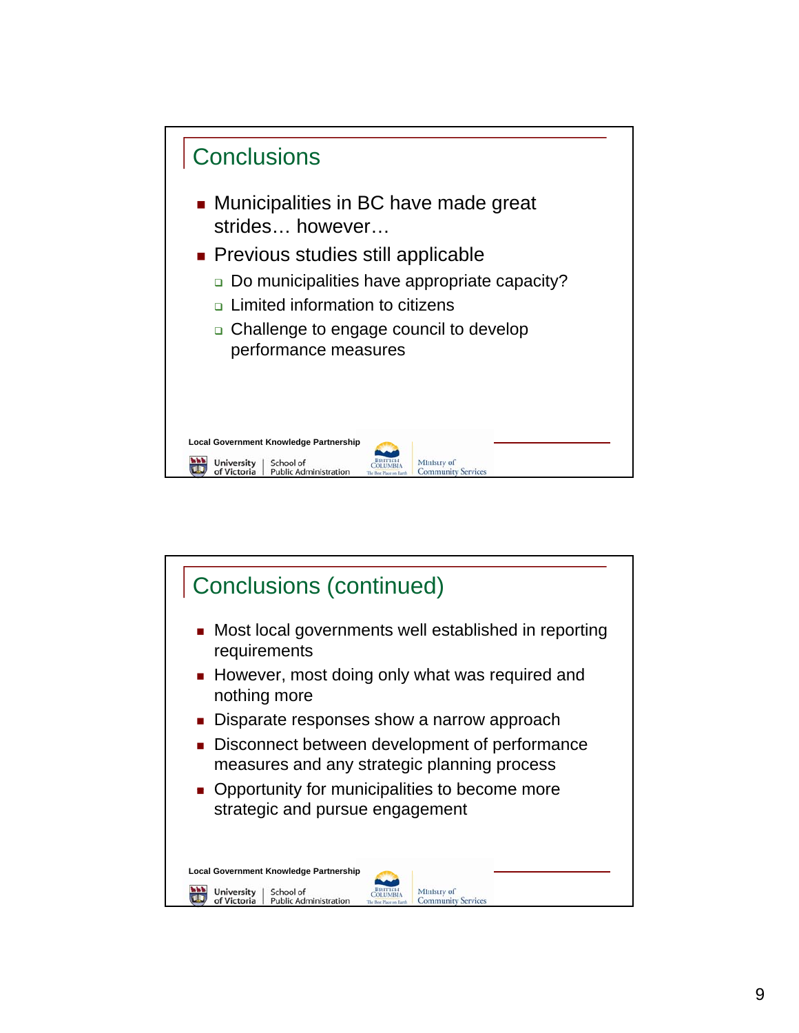## Conclusions

- Municipalities in BC have made great strides… however…
- Previous studies still applicable
  - Do municipalities have appropriate capacity?
  - Limited information to citizens
  - Challenge to engage council to develop performance measures

Local Government Knowledge Partnership

University of Victoria | School of Public Administration — British Columbia, The Best Place on Earth — Ministry of Community Services

## Conclusions (continued)

- Most local governments well established in reporting requirements
- However, most doing only what was required and nothing more
- Disparate responses show a narrow approach
- Disconnect between development of performance measures and any strategic planning process
- Opportunity for municipalities to become more strategic and pursue engagement

Local Government Knowledge Partnership

University of Victoria | School of Public Administration — British Columbia, The Best Place on Earth — Ministry of Community Services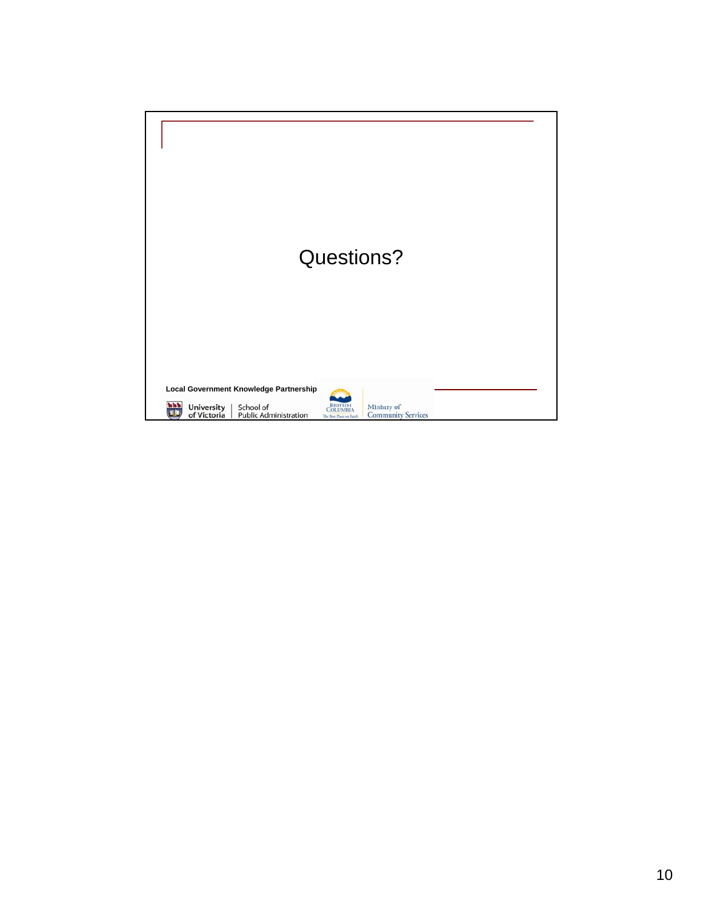Questions?

Local Government Knowledge Partnership

University of Victoria | School of Public Administration

British Columbia — The Best Place on Earth | Ministry of Community Services